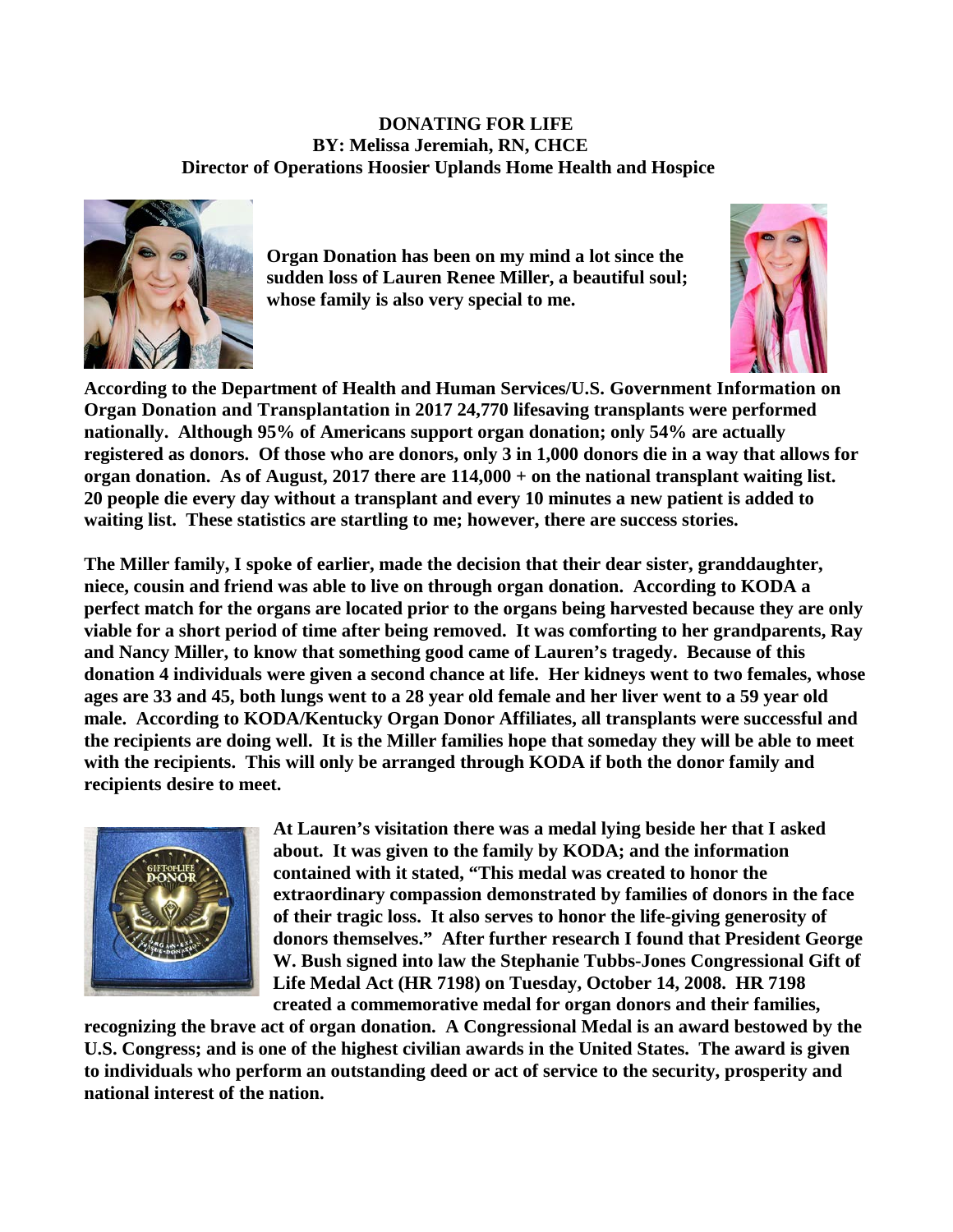# DONATING FOR LIFE

**BY: Melissa Jeremiah, RN, CHCE**
**Director of Operations Hoosier Uplands Home Health and Hospice**

**Organ Donation has been on my mind a lot since the sudden loss of Lauren Renee Miller, a beautiful soul; whose family is also very special to me.**

**According to the Department of Health and Human Services/U.S. Government Information on Organ Donation and Transplantation in 2017 24,770 lifesaving transplants were performed nationally. Although 95% of Americans support organ donation; only 54% are actually registered as donors. Of those who are donors, only 3 in 1,000 donors die in a way that allows for organ donation. As of August, 2017 there are 114,000 + on the national transplant waiting list. 20 people die every day without a transplant and every 10 minutes a new patient is added to waiting list. These statistics are startling to me; however, there are success stories.**

**The Miller family, I spoke of earlier, made the decision that their dear sister, granddaughter, niece, cousin and friend was able to live on through organ donation. According to KODA a perfect match for the organs are located prior to the organs being harvested because they are only viable for a short period of time after being removed. It was comforting to her grandparents, Ray and Nancy Miller, to know that something good came of Lauren's tragedy. Because of this donation 4 individuals were given a second chance at life. Her kidneys went to two females, whose ages are 33 and 45, both lungs went to a 28 year old female and her liver went to a 59 year old male. According to KODA/Kentucky Organ Donor Affiliates, all transplants were successful and the recipients are doing well. It is the Miller families hope that someday they will be able to meet with the recipients. This will only be arranged through KODA if both the donor family and recipients desire to meet.**

**At Lauren's visitation there was a medal lying beside her that I asked about. It was given to the family by KODA; and the information contained with it stated, "This medal was created to honor the extraordinary compassion demonstrated by families of donors in the face of their tragic loss. It also serves to honor the life-giving generosity of donors themselves." After further research I found that President George W. Bush signed into law the Stephanie Tubbs-Jones Congressional Gift of Life Medal Act (HR 7198) on Tuesday, October 14, 2008. HR 7198 created a commemorative medal for organ donors and their families, recognizing the brave act of organ donation. A Congressional Medal is an award bestowed by the U.S. Congress; and is one of the highest civilian awards in the United States. The award is given to individuals who perform an outstanding deed or act of service to the security, prosperity and national interest of the nation.**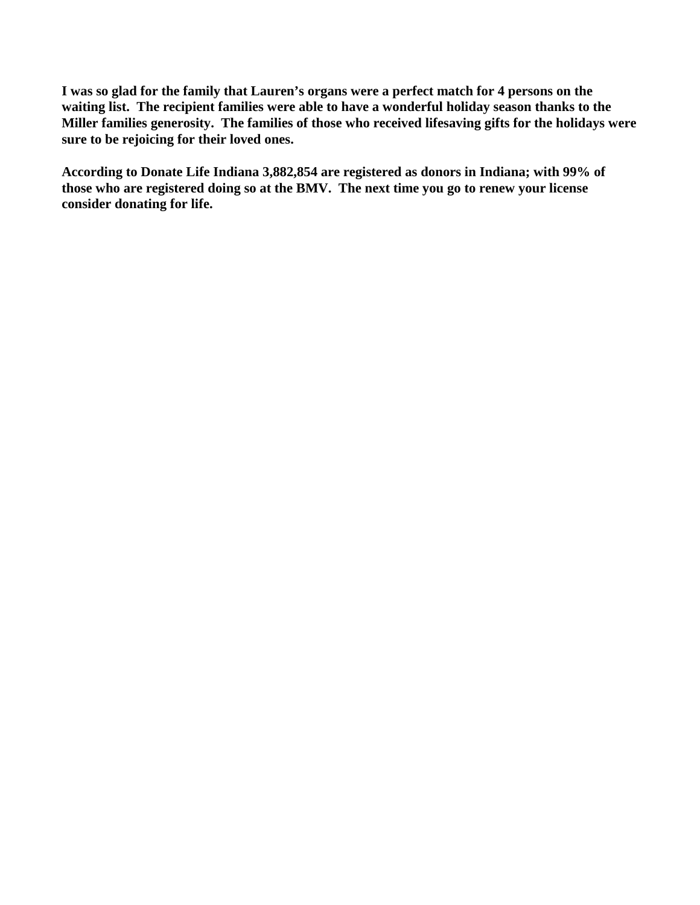**I was so glad for the family that Lauren's organs were a perfect match for 4 persons on the waiting list. The recipient families were able to have a wonderful holiday season thanks to the Miller families generosity. The families of those who received lifesaving gifts for the holidays were sure to be rejoicing for their loved ones.**

**According to Donate Life Indiana 3,882,854 are registered as donors in Indiana; with 99% of those who are registered doing so at the BMV. The next time you go to renew your license consider donating for life.**